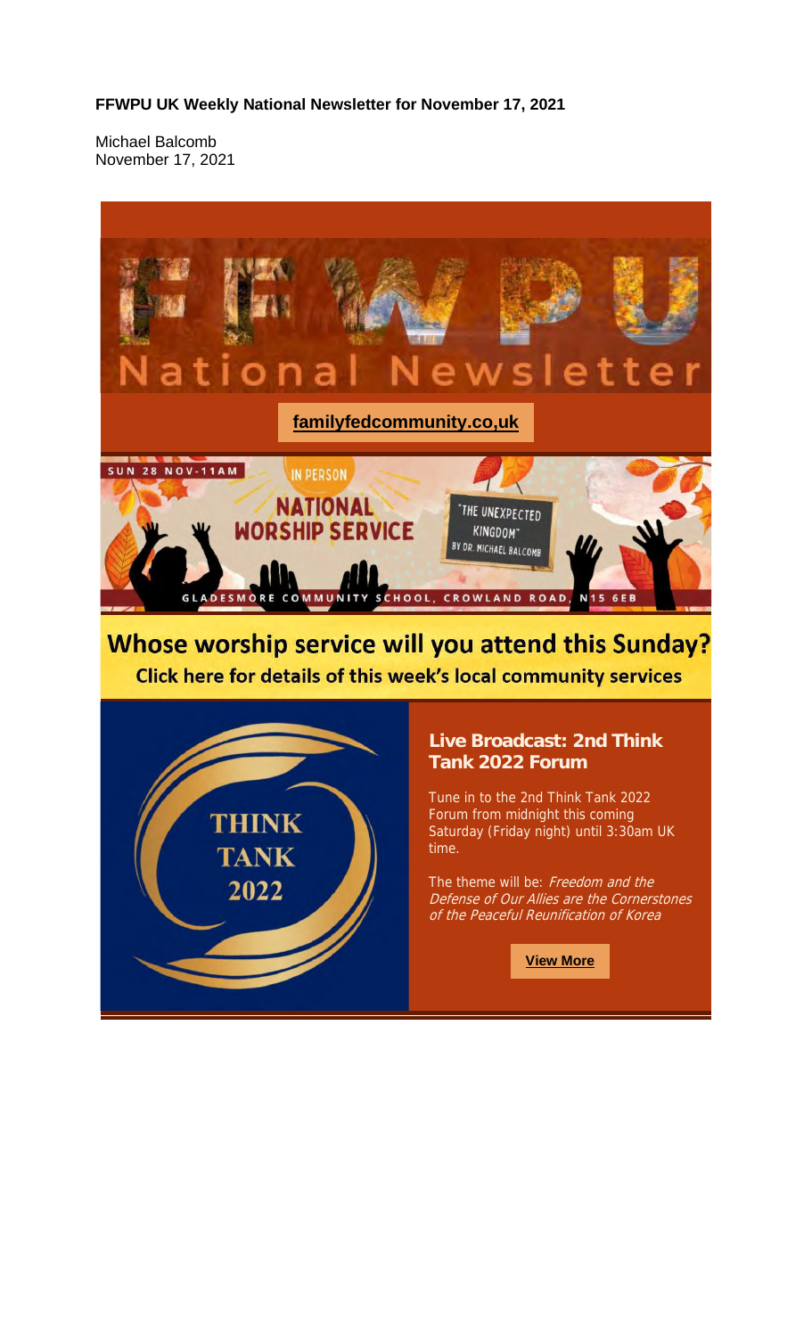**FFWPU UK Weekly National Newsletter for November 17, 2021**

Michael Balcomb
November 17, 2021

# FFWPU National Newsletter

**familyfedcommunity.co,uk**

SUN 28 NOV-11AM

IN PERSON

NATIONAL WORSHIP SERVICE

"THE UNEXPECTED KINGDOM" BY DR. MICHAEL BALCOMB

GLADESMORE COMMUNITY SCHOOL, CROWLAND ROAD, N15 6EB

## Whose worship service will you attend this Sunday?

**Click here for details of this week's local community services**

THINK TANK 2022

### Live Broadcast: 2nd Think Tank 2022 Forum

Tune in to the 2nd Think Tank 2022 Forum from midnight this coming Saturday (Friday night) until 3:30am UK time.

The theme will be: *Freedom and the Defense of Our Allies are the Cornerstones of the Peaceful Reunification of Korea*

**View More**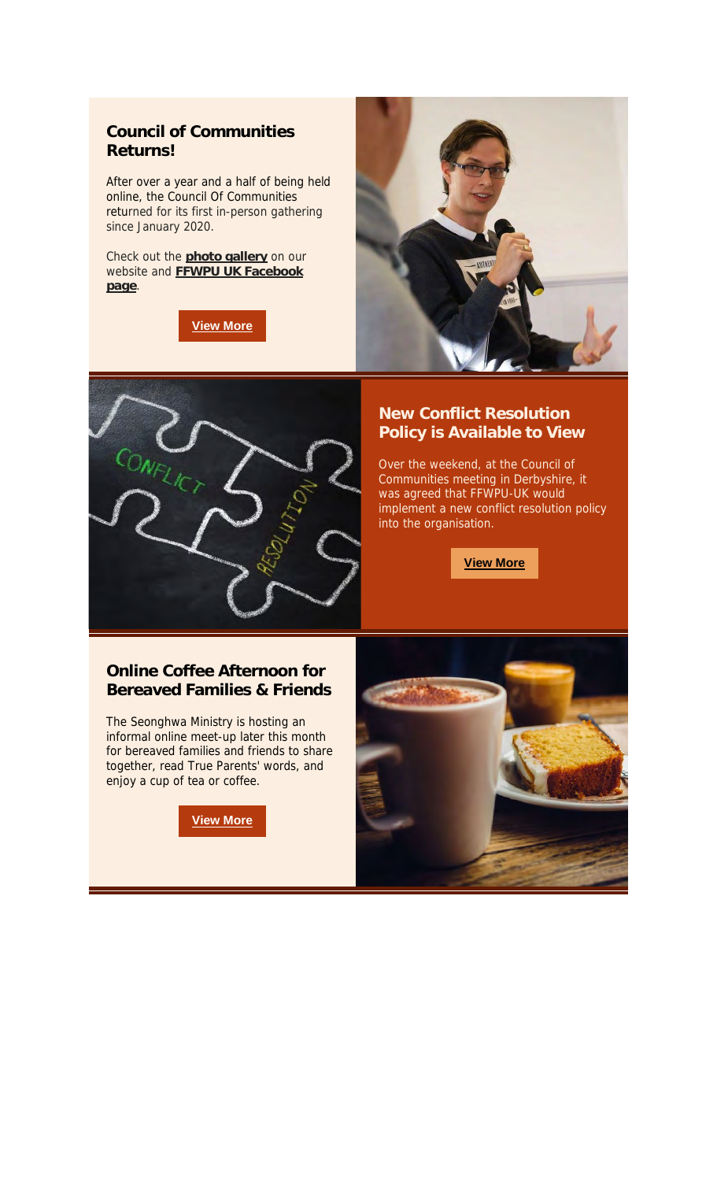## Council of Communities Returns!

After over a year and a half of being held online, the Council Of Communities returned for its first in-person gathering since January 2020.

Check out the **photo gallery** on our website and **FFWPU UK Facebook page**.

**View More**

## New Conflict Resolution Policy is Available to View

Over the weekend, at the Council of Communities meeting in Derbyshire, it was agreed that FFWPU-UK would implement a new conflict resolution policy into the organisation.

**View More**

## Online Coffee Afternoon for Bereaved Families & Friends

The Seonghwa Ministry is hosting an informal online meet-up later this month for bereaved families and friends to share together, read True Parents' words, and enjoy a cup of tea or coffee.

**View More**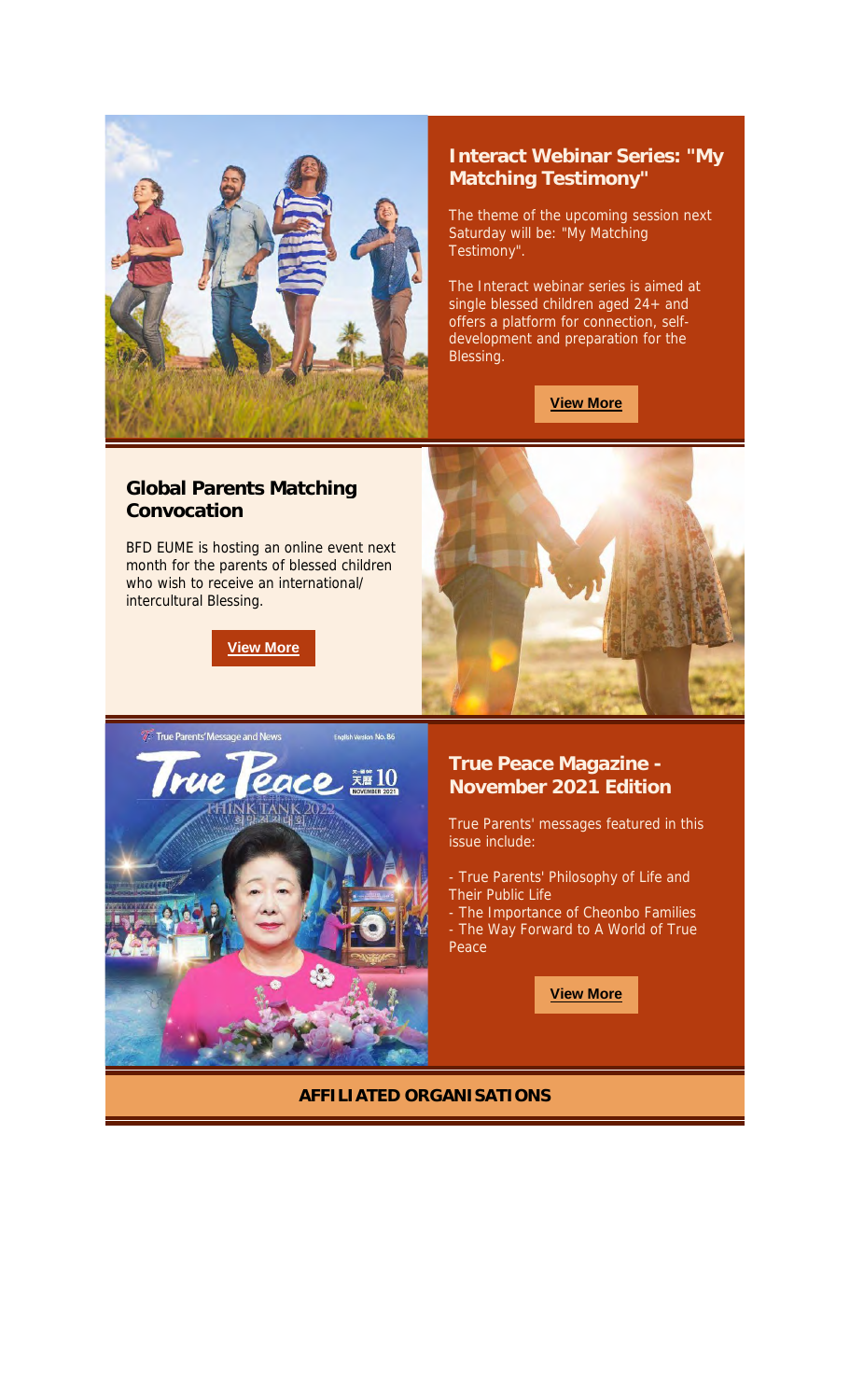## Interact Webinar Series: "My Matching Testimony"

The theme of the upcoming session next Saturday will be: "My Matching Testimony".

The Interact webinar series is aimed at single blessed children aged 24+ and offers a platform for connection, self-development and preparation for the Blessing.

**View More**

## Global Parents Matching Convocation

BFD EUME is hosting an online event next month for the parents of blessed children who wish to receive an international/ intercultural Blessing.

**View More**

## True Peace Magazine - November 2021 Edition

True Parents' messages featured in this issue include:

- True Parents' Philosophy of Life and Their Public Life
- The Importance of Cheonbo Families
- The Way Forward to A World of True Peace

**View More**

**AFFILIATED ORGANISATIONS**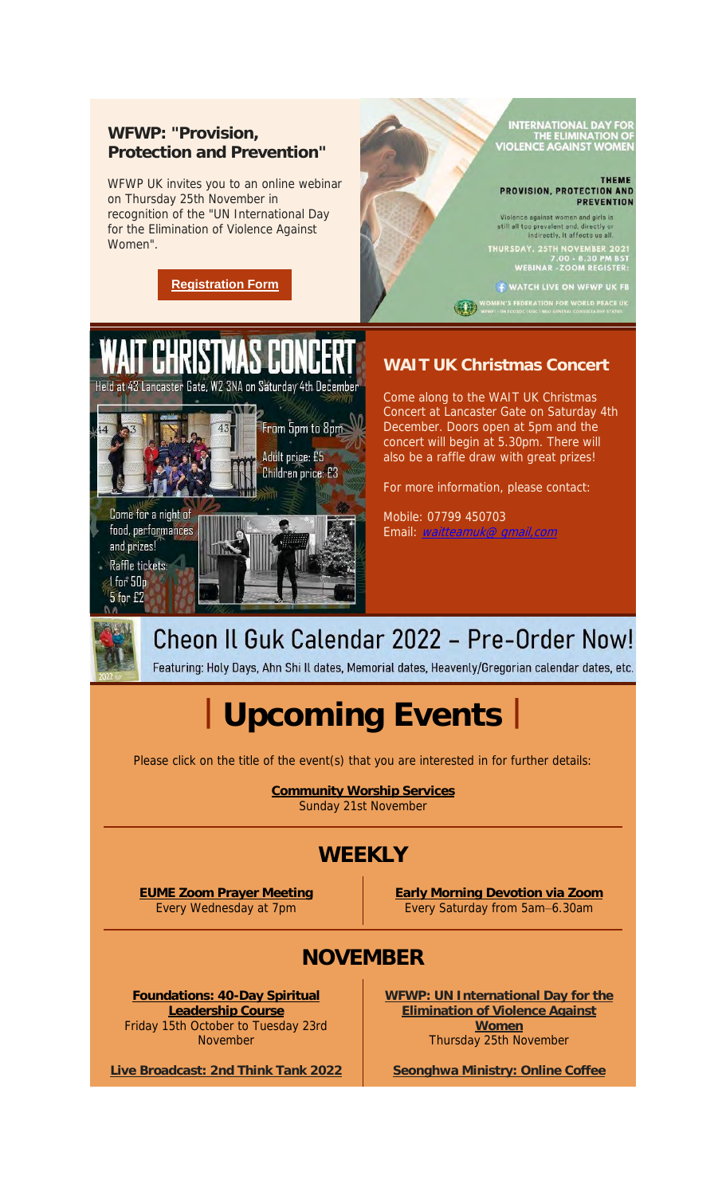### WFWP: "Provision, Protection and Prevention"

WFWP UK invites you to an online webinar on Thursday 25th November in recognition of the "UN International Day for the Elimination of Violence Against Women".

**Registration Form**

INTERNATIONAL DAY FOR THE ELIMINATION OF VIOLENCE AGAINST WOMEN

THEME
PROVISION, PROTECTION AND PREVENTION

Violence against women and girls is still all too prevalent and, directly or indirectly, it affects us all.

THURSDAY, 25TH NOVEMBER 2021
7.00 - 8.30 PM BST
WEBINAR - ZOOM REGISTER:

WATCH LIVE ON WFWP UK FB

WOMEN'S FEDERATION FOR WORLD PEACE UK

# WAIT CHRISTMAS CONCERT

Held at 43 Lancaster Gate, W2 3NA on Saturday 4th December

From 5pm to 8pm

Adult price: £5
Children price: £3

Come for a night of food, performances and prizes!

Raffle tickets:
1 for 50p
5 for £2

### WAIT UK Christmas Concert

Come along to the WAIT UK Christmas Concert at Lancaster Gate on Saturday 4th December. Doors open at 5pm and the concert will begin at 5.30pm. There will also be a raffle draw with great prizes!

For more information, please contact:

Mobile: 07799 450703
Email: waitteamuk@ gmail.com

## Cheon Il Guk Calendar 2022 – Pre-Order Now!

Featuring: Holy Days, Ahn Shi Il dates, Memorial dates, Heavenly/Gregorian calendar dates, etc.

# | Upcoming Events |

Please click on the title of the event(s) that you are interested in for further details:

**Community Worship Services**
Sunday 21st November

## WEEKLY

**EUME Zoom Prayer Meeting**
Every Wednesday at 7pm

**Early Morning Devotion via Zoom**
Every Saturday from 5am–6.30am

## NOVEMBER

**Foundations: 40-Day Spiritual Leadership Course**
Friday 15th October to Tuesday 23rd November

**WFWP: UN International Day for the Elimination of Violence Against Women**
Thursday 25th November

**Live Broadcast: 2nd Think Tank 2022**

**Seonghwa Ministry: Online Coffee**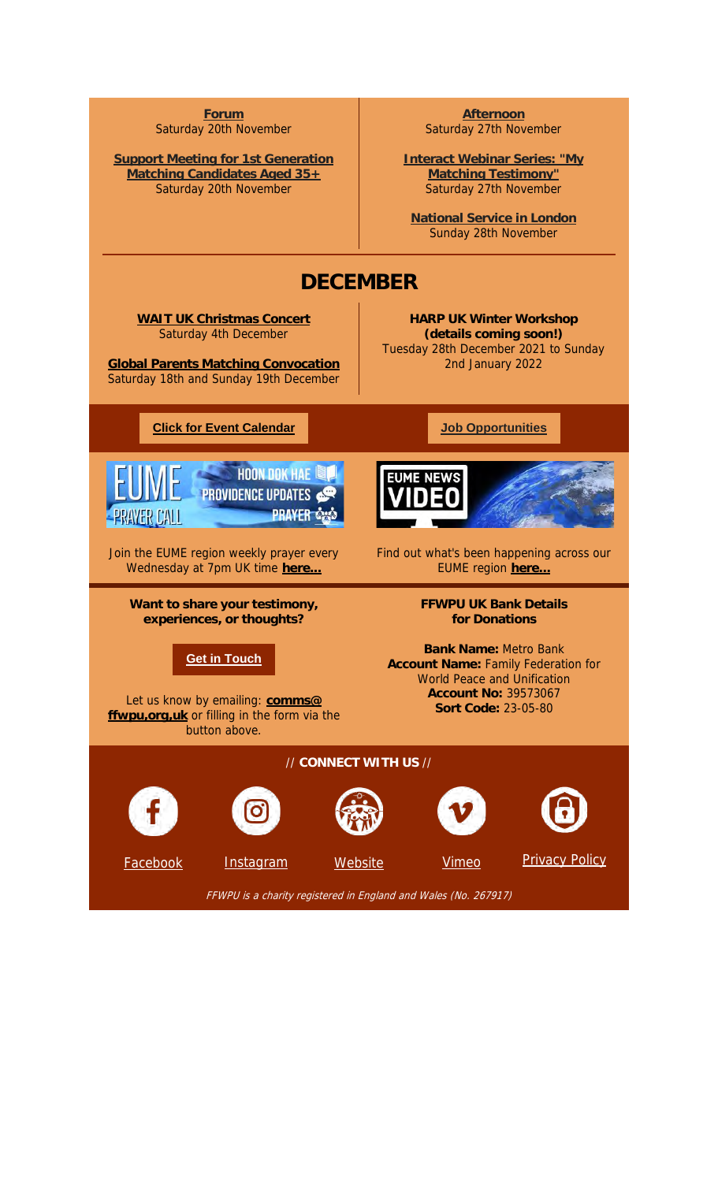**Forum**
Saturday 20th November

**Support Meeting for 1st Generation Matching Candidates Aged 35+**
Saturday 20th November

**Afternoon**
Saturday 27th November

**Interact Webinar Series: "My Matching Testimony"**
Saturday 27th November

**National Service in London**
Sunday 28th November

## DECEMBER

**WAIT UK Christmas Concert**
Saturday 4th December

**Global Parents Matching Convocation**
Saturday 18th and Sunday 19th December

**HARP UK Winter Workshop (details coming soon!)**
Tuesday 28th December 2021 to Sunday 2nd January 2022

**Click for Event Calendar**

**Job Opportunities**

Join the EUME region weekly prayer every Wednesday at 7pm UK time **here...**

Find out what's been happening across our EUME region **here...**

**Want to share your testimony, experiences, or thoughts?**

**Get in Touch**

Let us know by emailing: **comms@ffwpu,org,uk** or filling in the form via the button above.

**FFWPU UK Bank Details for Donations**

**Bank Name:** Metro Bank
**Account Name:** Family Federation for World Peace and Unification
**Account No:** 39573067
**Sort Code:** 23-05-80

// **CONNECT WITH US** //

Facebook Instagram Website Vimeo Privacy Policy

*FFWPU is a charity registered in England and Wales (No. 267917)*